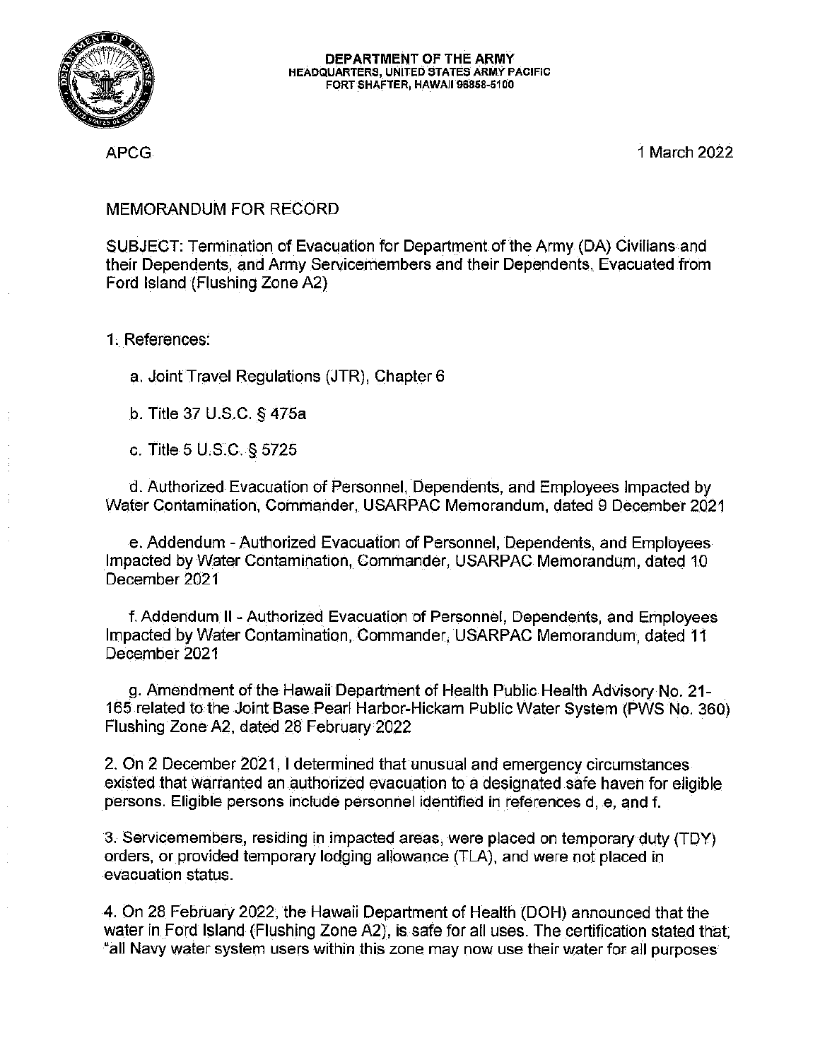**DEPARTMENT OF THE ARMY**
**HEADQUARTERS, UNITED STATES ARMY PACIFIC**
**FORT SHAFTER, HAWAII 96858-5100**

APCG

1 March 2022

MEMORANDUM FOR RECORD

SUBJECT: Termination of Evacuation for Department of the Army (DA) Civilians and their Dependents, and Army Servicemembers and their Dependents, Evacuated from Ford Island (Flushing Zone A2)

1. References:

   a. Joint Travel Regulations (JTR), Chapter 6

   b. Title 37 U.S.C. § 475a

   c. Title 5 U.S.C. § 5725

   d. Authorized Evacuation of Personnel, Dependents, and Employees Impacted by Water Contamination, Commander, USARPAC Memorandum, dated 9 December 2021

   e. Addendum - Authorized Evacuation of Personnel, Dependents, and Employees Impacted by Water Contamination, Commander, USARPAC Memorandum, dated 10 December 2021

   f. Addendum II - Authorized Evacuation of Personnel, Dependents, and Employees Impacted by Water Contamination, Commander, USARPAC Memorandum, dated 11 December 2021

   g. Amendment of the Hawaii Department of Health Public Health Advisory No. 21-165 related to the Joint Base Pearl Harbor-Hickam Public Water System (PWS No. 360) Flushing Zone A2, dated 28 February 2022

2. On 2 December 2021, I determined that unusual and emergency circumstances existed that warranted an authorized evacuation to a designated safe haven for eligible persons. Eligible persons include personnel identified in references d, e, and f.

3. Servicemembers, residing in impacted areas, were placed on temporary duty (TDY) orders, or provided temporary lodging allowance (TLA), and were not placed in evacuation status.

4. On 28 February 2022, the Hawaii Department of Health (DOH) announced that the water in Ford Island (Flushing Zone A2), is safe for all uses. The certification stated that, "all Navy water system users within this zone may now use their water for all purposes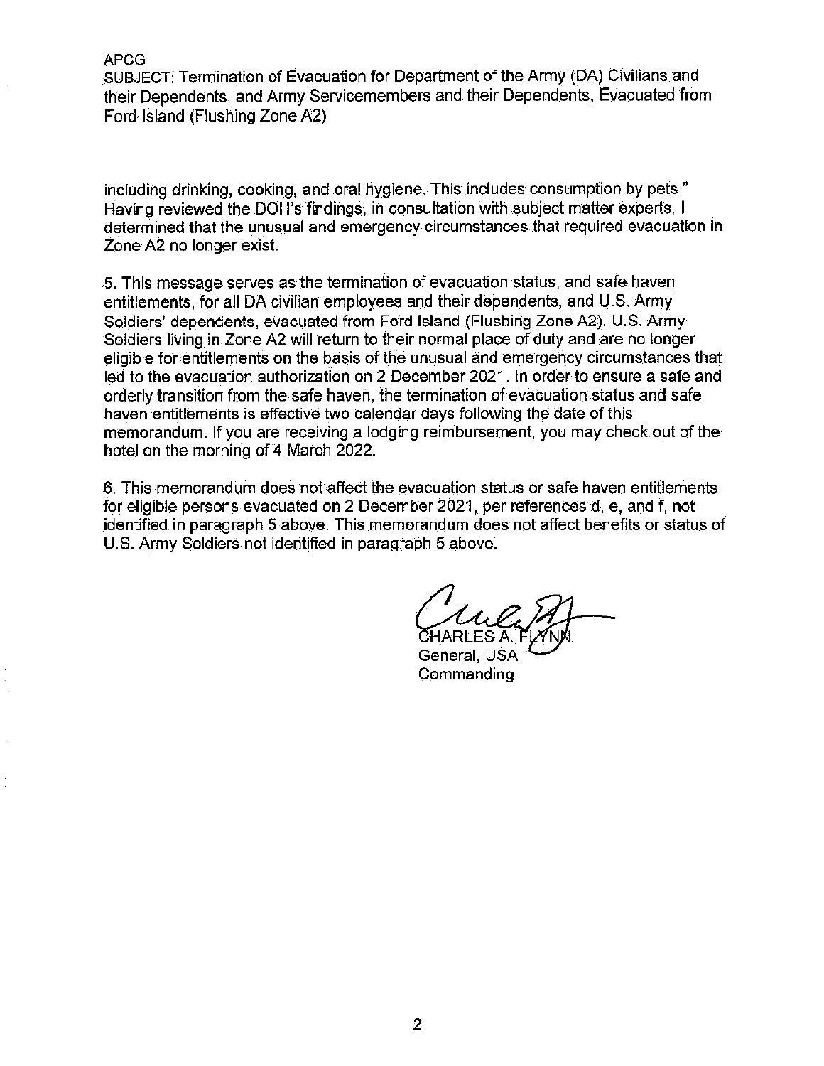including drinking, cooking, and oral hygiene. This includes consumption by pets." Having reviewed the DOH's findings, in consultation with subject matter experts, I determined that the unusual and emergency circumstances that required evacuation in Zone A2 no longer exist.

5. This message serves as the termination of evacuation status, and safe haven entitlements, for all DA civilian employees and their dependents, and U.S. Army Soldiers' dependents, evacuated from Ford Island (Flushing Zone A2). U.S. Army Soldiers living in Zone A2 will return to their normal place of duty and are no longer eligible for entitlements on the basis of the unusual and emergency circumstances that led to the evacuation authorization on 2 December 2021. In order to ensure a safe and orderly transition from the safe haven, the termination of evacuation status and safe haven entitlements is effective two calendar days following the date of this memorandum. If you are receiving a lodging reimbursement, you may check out of the hotel on the morning of 4 March 2022.

6. This memorandum does not affect the evacuation status or safe haven entitlements for eligible persons evacuated on 2 December 2021, per references d, e, and f, not identified in paragraph 5 above. This memorandum does not affect benefits or status of U.S. Army Soldiers not identified in paragraph 5 above.

CHARLES A. FLYNN
General, USA
Commanding